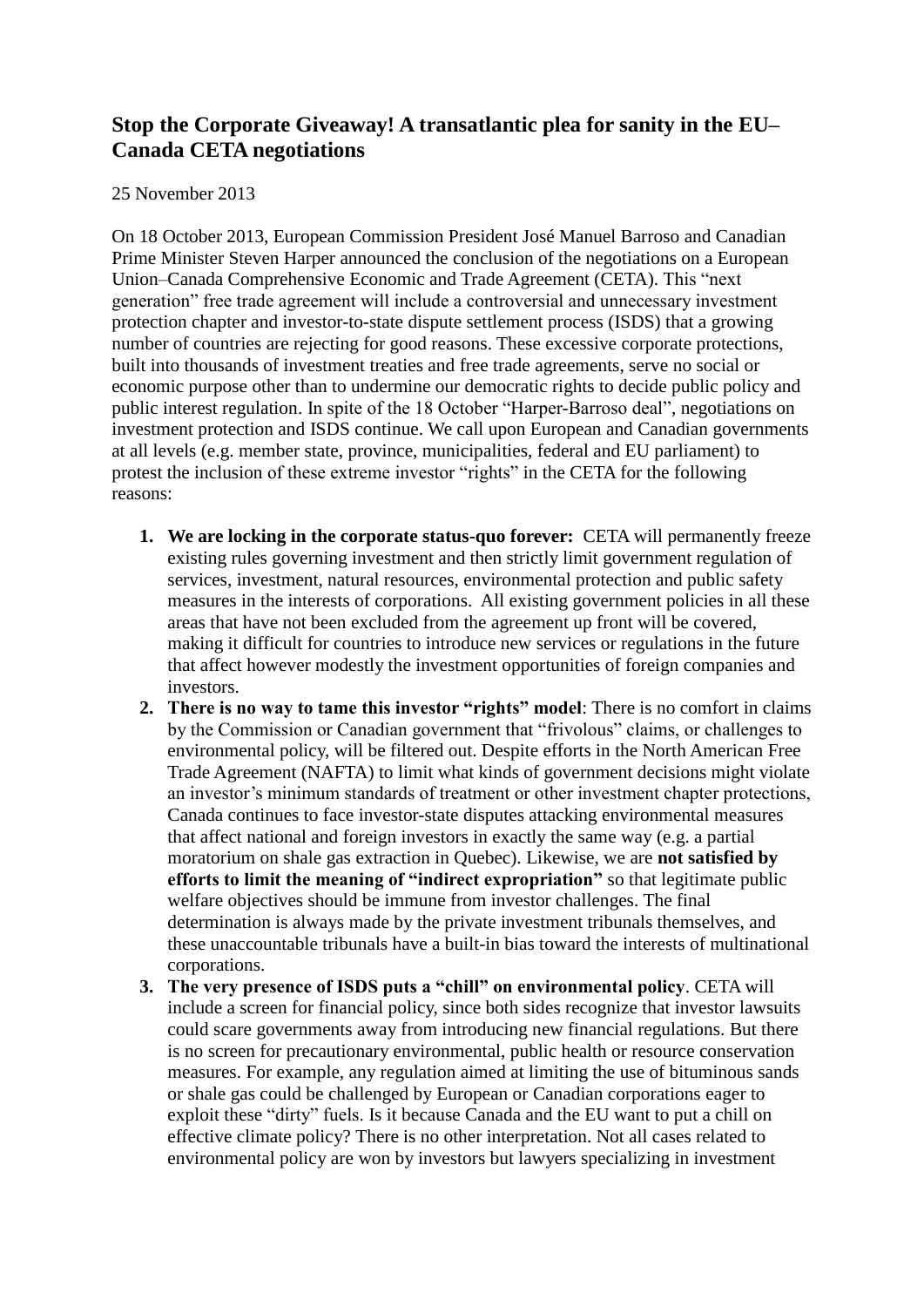# Stop the Corporate Giveaway! A transatlantic plea for sanity in the EU–Canada CETA negotiations

25 November 2013

On 18 October 2013, European Commission President José Manuel Barroso and Canadian Prime Minister Steven Harper announced the conclusion of the negotiations on a European Union–Canada Comprehensive Economic and Trade Agreement (CETA). This "next generation" free trade agreement will include a controversial and unnecessary investment protection chapter and investor-to-state dispute settlement process (ISDS) that a growing number of countries are rejecting for good reasons. These excessive corporate protections, built into thousands of investment treaties and free trade agreements, serve no social or economic purpose other than to undermine our democratic rights to decide public policy and public interest regulation. In spite of the 18 October "Harper-Barroso deal", negotiations on investment protection and ISDS continue. We call upon European and Canadian governments at all levels (e.g. member state, province, municipalities, federal and EU parliament) to protest the inclusion of these extreme investor "rights" in the CETA for the following reasons:

1. **We are locking in the corporate status-quo forever:** CETA will permanently freeze existing rules governing investment and then strictly limit government regulation of services, investment, natural resources, environmental protection and public safety measures in the interests of corporations. All existing government policies in all these areas that have not been excluded from the agreement up front will be covered, making it difficult for countries to introduce new services or regulations in the future that affect however modestly the investment opportunities of foreign companies and investors.
2. **There is no way to tame this investor "rights" model**: There is no comfort in claims by the Commission or Canadian government that "frivolous" claims, or challenges to environmental policy, will be filtered out. Despite efforts in the North American Free Trade Agreement (NAFTA) to limit what kinds of government decisions might violate an investor's minimum standards of treatment or other investment chapter protections, Canada continues to face investor-state disputes attacking environmental measures that affect national and foreign investors in exactly the same way (e.g. a partial moratorium on shale gas extraction in Quebec). Likewise, we are **not satisfied by efforts to limit the meaning of "indirect expropriation"** so that legitimate public welfare objectives should be immune from investor challenges. The final determination is always made by the private investment tribunals themselves, and these unaccountable tribunals have a built-in bias toward the interests of multinational corporations.
3. **The very presence of ISDS puts a "chill" on environmental policy**. CETA will include a screen for financial policy, since both sides recognize that investor lawsuits could scare governments away from introducing new financial regulations. But there is no screen for precautionary environmental, public health or resource conservation measures. For example, any regulation aimed at limiting the use of bituminous sands or shale gas could be challenged by European or Canadian corporations eager to exploit these "dirty" fuels. Is it because Canada and the EU want to put a chill on effective climate policy? There is no other interpretation. Not all cases related to environmental policy are won by investors but lawyers specializing in investment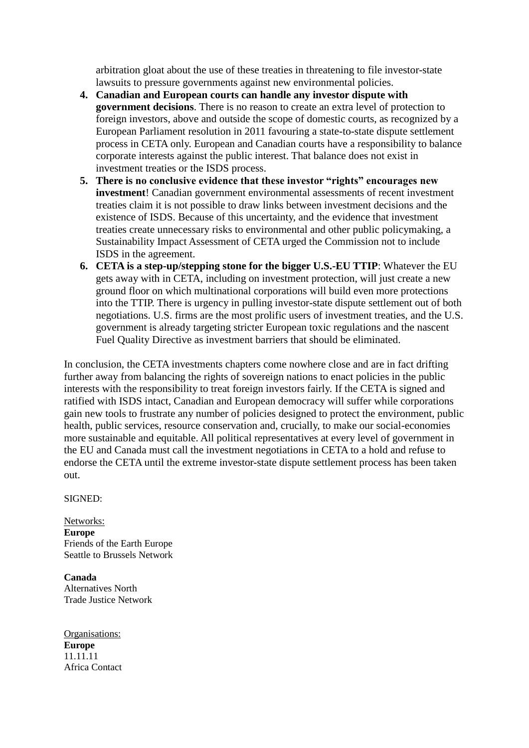arbitration gloat about the use of these treaties in threatening to file investor-state lawsuits to pressure governments against new environmental policies.

4. **Canadian and European courts can handle any investor dispute with government decisions**. There is no reason to create an extra level of protection to foreign investors, above and outside the scope of domestic courts, as recognized by a European Parliament resolution in 2011 favouring a state-to-state dispute settlement process in CETA only. European and Canadian courts have a responsibility to balance corporate interests against the public interest. That balance does not exist in investment treaties or the ISDS process.
5. **There is no conclusive evidence that these investor "rights" encourages new investment**! Canadian government environmental assessments of recent investment treaties claim it is not possible to draw links between investment decisions and the existence of ISDS. Because of this uncertainty, and the evidence that investment treaties create unnecessary risks to environmental and other public policymaking, a Sustainability Impact Assessment of CETA urged the Commission not to include ISDS in the agreement.
6. **CETA is a step-up/stepping stone for the bigger U.S.-EU TTIP**: Whatever the EU gets away with in CETA, including on investment protection, will just create a new ground floor on which multinational corporations will build even more protections into the TTIP. There is urgency in pulling investor-state dispute settlement out of both negotiations. U.S. firms are the most prolific users of investment treaties, and the U.S. government is already targeting stricter European toxic regulations and the nascent Fuel Quality Directive as investment barriers that should be eliminated.

In conclusion, the CETA investments chapters come nowhere close and are in fact drifting further away from balancing the rights of sovereign nations to enact policies in the public interests with the responsibility to treat foreign investors fairly. If the CETA is signed and ratified with ISDS intact, Canadian and European democracy will suffer while corporations gain new tools to frustrate any number of policies designed to protect the environment, public health, public services, resource conservation and, crucially, to make our social-economies more sustainable and equitable. All political representatives at every level of government in the EU and Canada must call the investment negotiations in CETA to a hold and refuse to endorse the CETA until the extreme investor-state dispute settlement process has been taken out.

SIGNED:

Networks:

**Europe**
Friends of the Earth Europe
Seattle to Brussels Network

**Canada**
Alternatives North
Trade Justice Network

Organisations:

**Europe**
11.11.11
Africa Contact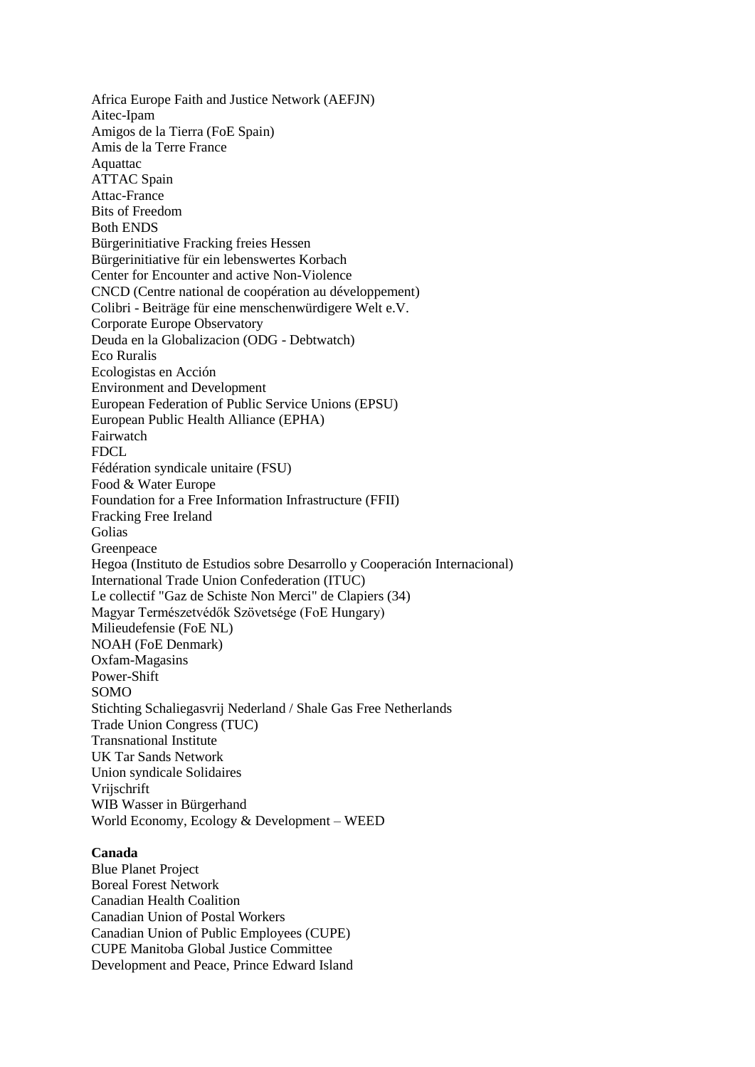Africa Europe Faith and Justice Network (AEFJN)
Aitec-Ipam
Amigos de la Tierra (FoE Spain)
Amis de la Terre France
Aquattac
ATTAC Spain
Attac-France
Bits of Freedom
Both ENDS
Bürgerinitiative Fracking freies Hessen
Bürgerinitiative für ein lebenswertes Korbach
Center for Encounter and active Non-Violence
CNCD (Centre national de coopération au développement)
Colibri - Beiträge für eine menschenwürdigere Welt e.V.
Corporate Europe Observatory
Deuda en la Globalizacion (ODG - Debtwatch)
Eco Ruralis
Ecologistas en Acción
Environment and Development
European Federation of Public Service Unions (EPSU)
European Public Health Alliance (EPHA)
Fairwatch
FDCL
Fédération syndicale unitaire (FSU)
Food & Water Europe
Foundation for a Free Information Infrastructure (FFII)
Fracking Free Ireland
Golias
Greenpeace
Hegoa (Instituto de Estudios sobre Desarrollo y Cooperación Internacional)
International Trade Union Confederation (ITUC)
Le collectif "Gaz de Schiste Non Merci" de Clapiers (34)
Magyar Természetvédők Szövetsége (FoE Hungary)
Milieudefensie (FoE NL)
NOAH (FoE Denmark)
Oxfam-Magasins
Power-Shift
SOMO
Stichting Schaliegasvrij Nederland / Shale Gas Free Netherlands
Trade Union Congress (TUC)
Transnational Institute
UK Tar Sands Network
Union syndicale Solidaires
Vrijschrift
WIB Wasser in Bürgerhand
World Economy, Ecology & Development – WEED

**Canada**

Blue Planet Project
Boreal Forest Network
Canadian Health Coalition
Canadian Union of Postal Workers
Canadian Union of Public Employees (CUPE)
CUPE Manitoba Global Justice Committee
Development and Peace, Prince Edward Island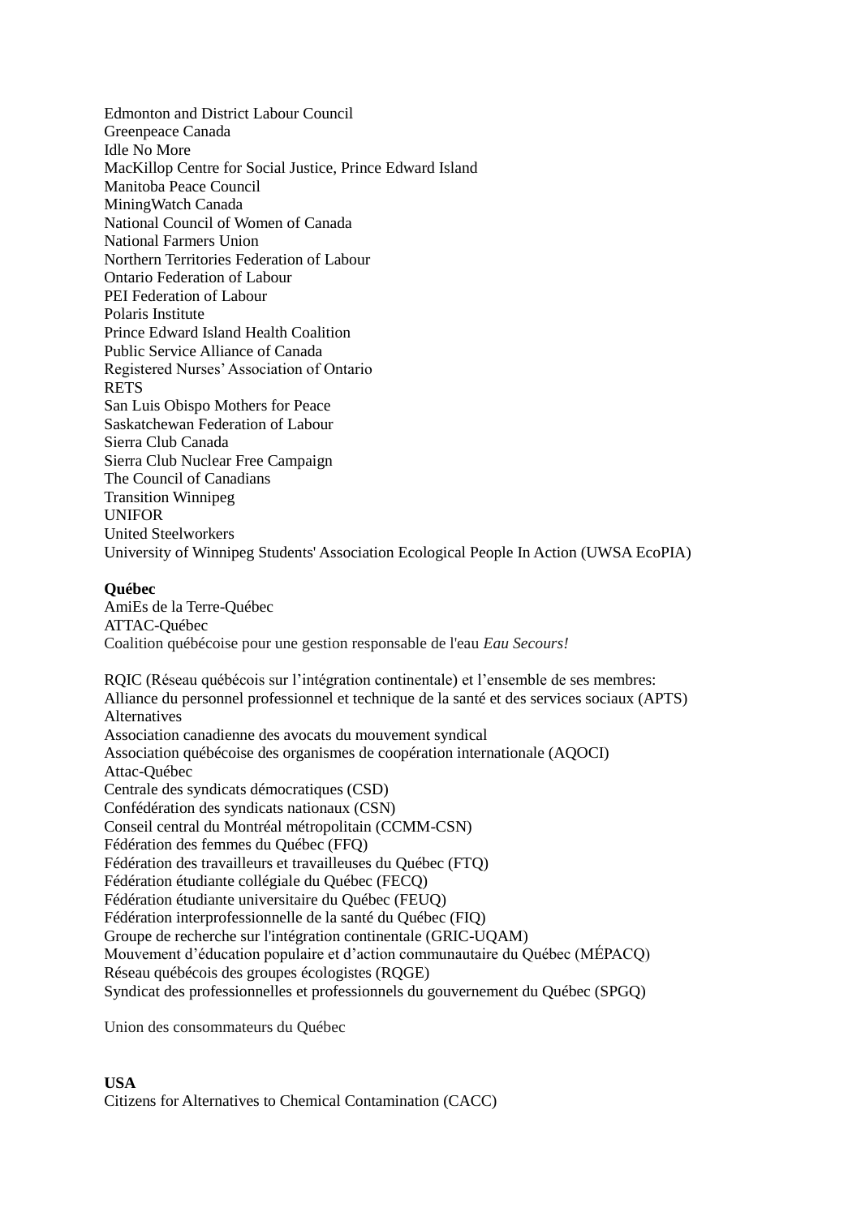Edmonton and District Labour Council
Greenpeace Canada
Idle No More
MacKillop Centre for Social Justice, Prince Edward Island
Manitoba Peace Council
MiningWatch Canada
National Council of Women of Canada
National Farmers Union
Northern Territories Federation of Labour
Ontario Federation of Labour
PEI Federation of Labour
Polaris Institute
Prince Edward Island Health Coalition
Public Service Alliance of Canada
Registered Nurses' Association of Ontario
RETS
San Luis Obispo Mothers for Peace
Saskatchewan Federation of Labour
Sierra Club Canada
Sierra Club Nuclear Free Campaign
The Council of Canadians
Transition Winnipeg
UNIFOR
United Steelworkers
University of Winnipeg Students' Association Ecological People In Action (UWSA EcoPIA)

**Québec**
AmiEs de la Terre-Québec
ATTAC-Québec
Coalition québécoise pour une gestion responsable de l'eau *Eau Secours!*

RQIC (Réseau québécois sur l'intégration continentale) et l'ensemble de ses membres:
Alliance du personnel professionnel et technique de la santé et des services sociaux (APTS)
Alternatives
Association canadienne des avocats du mouvement syndical
Association québécoise des organismes de coopération internationale (AQOCI)
Attac-Québec
Centrale des syndicats démocratiques (CSD)
Confédération des syndicats nationaux (CSN)
Conseil central du Montréal métropolitain (CCMM-CSN)
Fédération des femmes du Québec (FFQ)
Fédération des travailleurs et travailleuses du Québec (FTQ)
Fédération étudiante collégiale du Québec (FECQ)
Fédération étudiante universitaire du Québec (FEUQ)
Fédération interprofessionnelle de la santé du Québec (FIQ)
Groupe de recherche sur l'intégration continentale (GRIC-UQAM)
Mouvement d'éducation populaire et d'action communautaire du Québec (MÉPACQ)
Réseau québécois des groupes écologistes (RQGE)
Syndicat des professionnelles et professionnels du gouvernement du Québec (SPGQ)

Union des consommateurs du Québec

**USA**
Citizens for Alternatives to Chemical Contamination (CACC)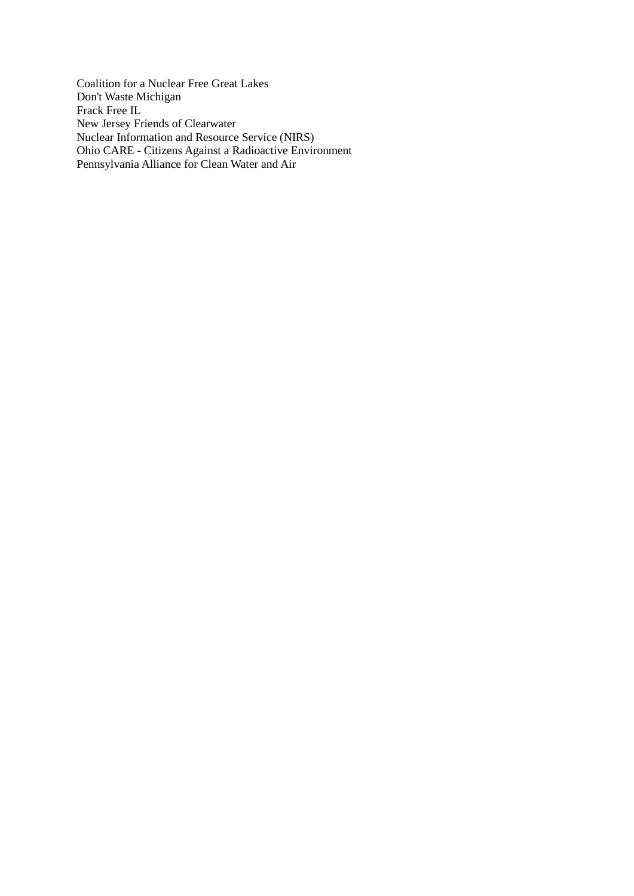Coalition for a Nuclear Free Great Lakes
Don't Waste Michigan
Frack Free IL
New Jersey Friends of Clearwater
Nuclear Information and Resource Service (NIRS)
Ohio CARE - Citizens Against a Radioactive Environment
Pennsylvania Alliance for Clean Water and Air